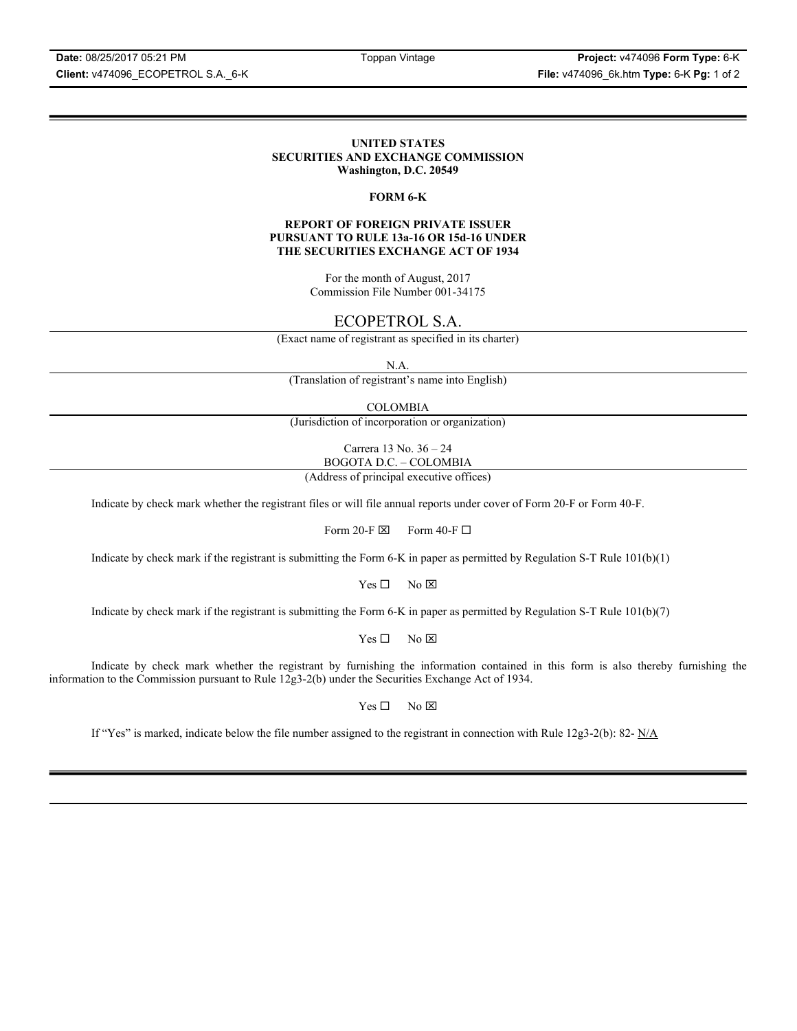**UNITED STATES**
**SECURITIES AND EXCHANGE COMMISSION**
**Washington, D.C. 20549**

**FORM 6-K**

**REPORT OF FOREIGN PRIVATE ISSUER**
**PURSUANT TO RULE 13a-16 OR 15d-16 UNDER**
**THE SECURITIES EXCHANGE ACT OF 1934**

For the month of August, 2017
Commission File Number 001-34175

ECOPETROL S.A.
(Exact name of registrant as specified in its charter)

N.A.
(Translation of registrant's name into English)

COLOMBIA
(Jurisdiction of incorporation or organization)

Carrera 13 No. 36 – 24
BOGOTA D.C. – COLOMBIA
(Address of principal executive offices)

Indicate by check mark whether the registrant files or will file annual reports under cover of Form 20-F or Form 40-F.

Form 20-F ☒ Form 40-F ☐

Indicate by check mark if the registrant is submitting the Form 6-K in paper as permitted by Regulation S-T Rule 101(b)(1)

Yes ☐ No ☒

Indicate by check mark if the registrant is submitting the Form 6-K in paper as permitted by Regulation S-T Rule 101(b)(7)

Yes ☐ No ☒

Indicate by check mark whether the registrant by furnishing the information contained in this form is also thereby furnishing the information to the Commission pursuant to Rule 12g3-2(b) under the Securities Exchange Act of 1934.

Yes ☐ No ☒

If "Yes" is marked, indicate below the file number assigned to the registrant in connection with Rule 12g3-2(b): 82- N/A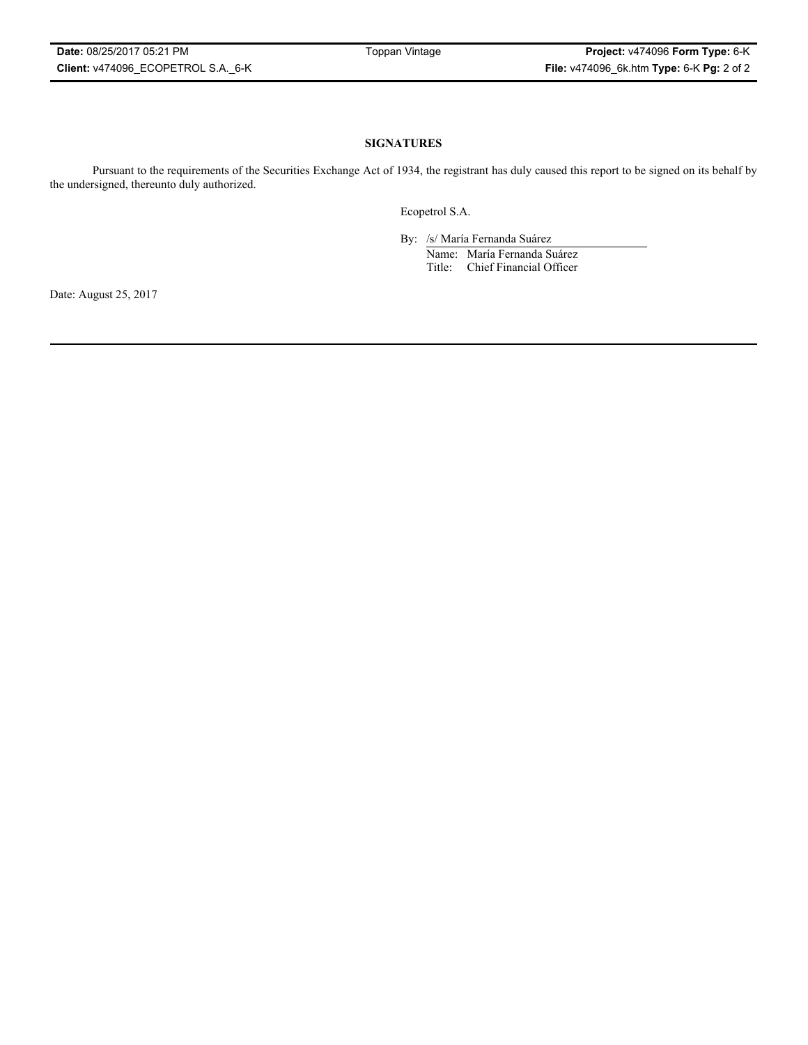## SIGNATURES

Pursuant to the requirements of the Securities Exchange Act of 1934, the registrant has duly caused this report to be signed on its behalf by the undersigned, thereunto duly authorized.

Ecopetrol S.A.

By: /s/ María Fernanda Suárez
Name: María Fernanda Suárez
Title: Chief Financial Officer

Date: August 25, 2017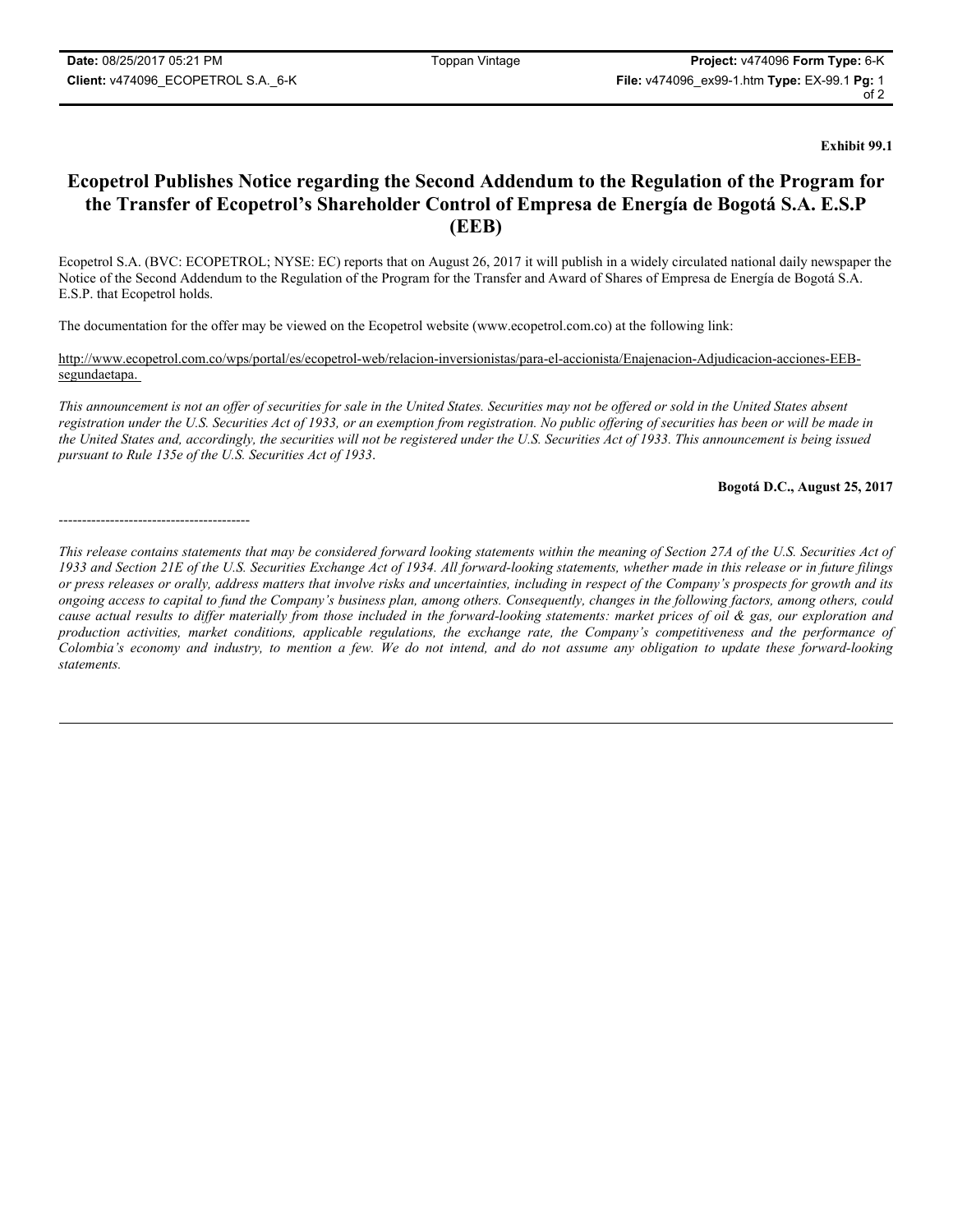**Exhibit 99.1**

# Ecopetrol Publishes Notice regarding the Second Addendum to the Regulation of the Program for the Transfer of Ecopetrol's Shareholder Control of Empresa de Energía de Bogotá S.A. E.S.P (EEB)

Ecopetrol S.A. (BVC: ECOPETROL; NYSE: EC) reports that on August 26, 2017 it will publish in a widely circulated national daily newspaper the Notice of the Second Addendum to the Regulation of the Program for the Transfer and Award of Shares of Empresa de Energía de Bogotá S.A. E.S.P. that Ecopetrol holds.

The documentation for the offer may be viewed on the Ecopetrol website (www.ecopetrol.com.co) at the following link:

http://www.ecopetrol.com.co/wps/portal/es/ecopetrol-web/relacion-inversionistas/para-el-accionista/Enajenacion-Adjudicacion-acciones-EEB-segundaetapa.

*This announcement is not an offer of securities for sale in the United States. Securities may not be offered or sold in the United States absent registration under the U.S. Securities Act of 1933, or an exemption from registration. No public offering of securities has been or will be made in the United States and, accordingly, the securities will not be registered under the U.S. Securities Act of 1933. This announcement is being issued pursuant to Rule 135e of the U.S. Securities Act of 1933.*

**Bogotá D.C., August 25, 2017**

-----------------------------------------

*This release contains statements that may be considered forward looking statements within the meaning of Section 27A of the U.S. Securities Act of 1933 and Section 21E of the U.S. Securities Exchange Act of 1934. All forward-looking statements, whether made in this release or in future filings or press releases or orally, address matters that involve risks and uncertainties, including in respect of the Company's prospects for growth and its ongoing access to capital to fund the Company's business plan, among others. Consequently, changes in the following factors, among others, could cause actual results to differ materially from those included in the forward-looking statements: market prices of oil & gas, our exploration and production activities, market conditions, applicable regulations, the exchange rate, the Company's competitiveness and the performance of Colombia's economy and industry, to mention a few. We do not intend, and do not assume any obligation to update these forward-looking statements.*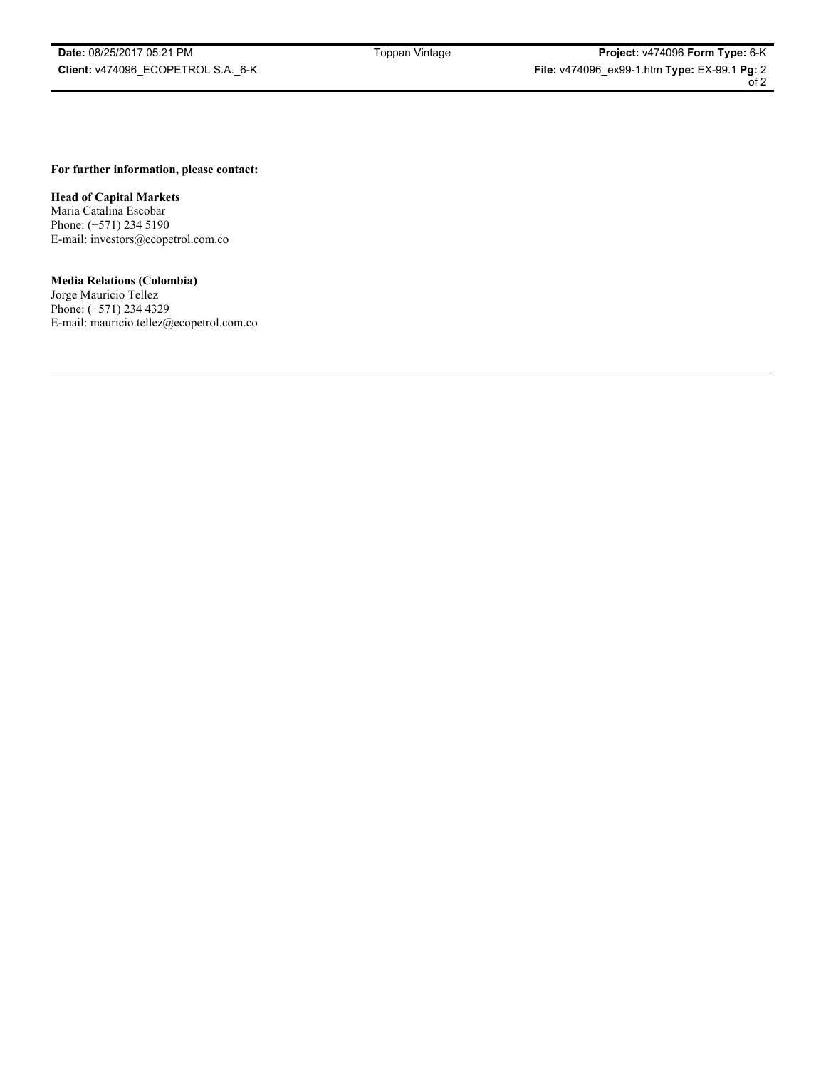**For further information, please contact:**

**Head of Capital Markets**
Maria Catalina Escobar
Phone: (+571) 234 5190
E-mail: investors@ecopetrol.com.co

**Media Relations (Colombia)**
Jorge Mauricio Tellez
Phone: (+571) 234 4329
E-mail: mauricio.tellez@ecopetrol.com.co